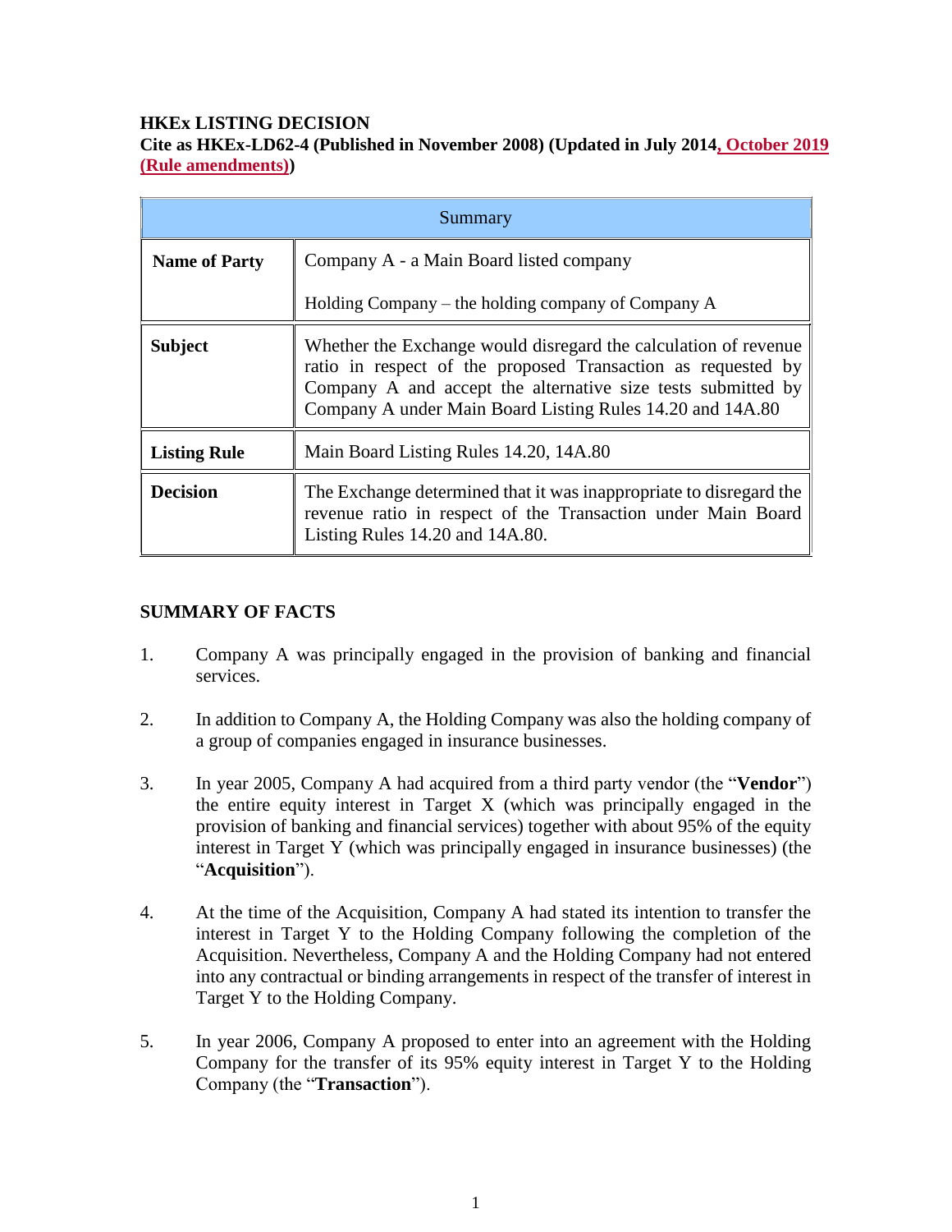**HKEx LISTING DECISION**

**Cite as HKEx-LD62-4 (Published in November 2008) (Updated in July 2014, October 2019 (Rule amendments))**

| Summary | |
|---|---|
| **Name of Party** | Company A - a Main Board listed company<br><br>Holding Company – the holding company of Company A |
| **Subject** | Whether the Exchange would disregard the calculation of revenue ratio in respect of the proposed Transaction as requested by Company A and accept the alternative size tests submitted by Company A under Main Board Listing Rules 14.20 and 14A.80 |
| **Listing Rule** | Main Board Listing Rules 14.20, 14A.80 |
| **Decision** | The Exchange determined that it was inappropriate to disregard the revenue ratio in respect of the Transaction under Main Board Listing Rules 14.20 and 14A.80. |

**SUMMARY OF FACTS**

1. Company A was principally engaged in the provision of banking and financial services.

2. In addition to Company A, the Holding Company was also the holding company of a group of companies engaged in insurance businesses.

3. In year 2005, Company A had acquired from a third party vendor (the "**Vendor**") the entire equity interest in Target X (which was principally engaged in the provision of banking and financial services) together with about 95% of the equity interest in Target Y (which was principally engaged in insurance businesses) (the "**Acquisition**").

4. At the time of the Acquisition, Company A had stated its intention to transfer the interest in Target Y to the Holding Company following the completion of the Acquisition. Nevertheless, Company A and the Holding Company had not entered into any contractual or binding arrangements in respect of the transfer of interest in Target Y to the Holding Company.

5. In year 2006, Company A proposed to enter into an agreement with the Holding Company for the transfer of its 95% equity interest in Target Y to the Holding Company (the "**Transaction**").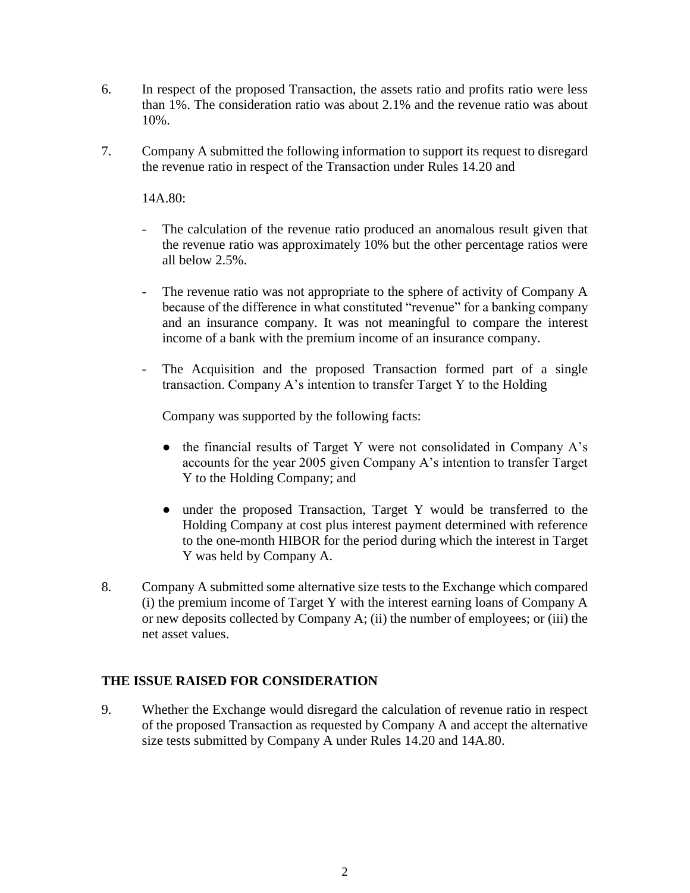6. In respect of the proposed Transaction, the assets ratio and profits ratio were less than 1%. The consideration ratio was about 2.1% and the revenue ratio was about 10%.

7. Company A submitted the following information to support its request to disregard the revenue ratio in respect of the Transaction under Rules 14.20 and 14A.80:

   - The calculation of the revenue ratio produced an anomalous result given that the revenue ratio was approximately 10% but the other percentage ratios were all below 2.5%.

   - The revenue ratio was not appropriate to the sphere of activity of Company A because of the difference in what constituted "revenue" for a banking company and an insurance company. It was not meaningful to compare the interest income of a bank with the premium income of an insurance company.

   - The Acquisition and the proposed Transaction formed part of a single transaction. Company A's intention to transfer Target Y to the Holding Company was supported by the following facts:

     - the financial results of Target Y were not consolidated in Company A's accounts for the year 2005 given Company A's intention to transfer Target Y to the Holding Company; and

     - under the proposed Transaction, Target Y would be transferred to the Holding Company at cost plus interest payment determined with reference to the one-month HIBOR for the period during which the interest in Target Y was held by Company A.

8. Company A submitted some alternative size tests to the Exchange which compared (i) the premium income of Target Y with the interest earning loans of Company A or new deposits collected by Company A; (ii) the number of employees; or (iii) the net asset values.

## THE ISSUE RAISED FOR CONSIDERATION

9. Whether the Exchange would disregard the calculation of revenue ratio in respect of the proposed Transaction as requested by Company A and accept the alternative size tests submitted by Company A under Rules 14.20 and 14A.80.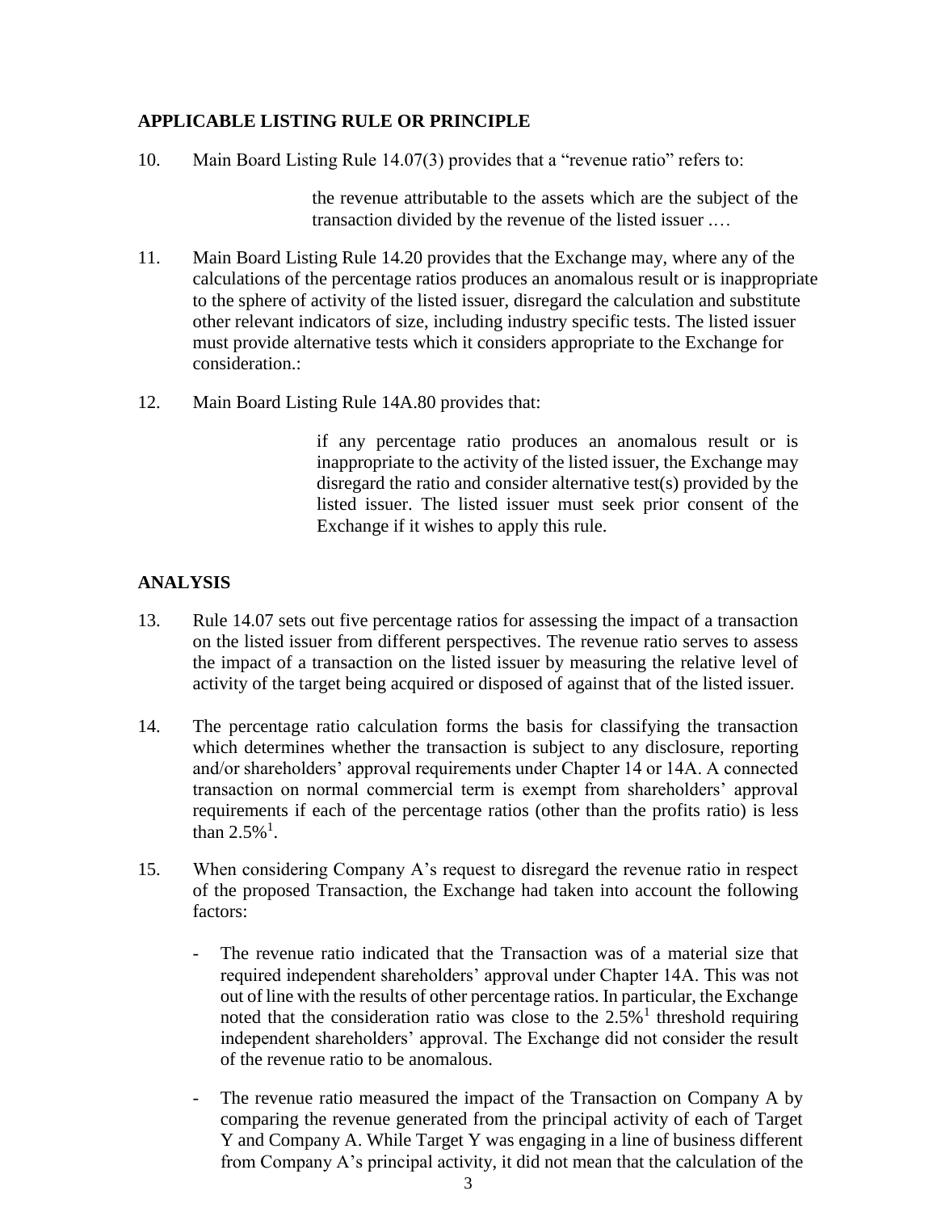## APPLICABLE LISTING RULE OR PRINCIPLE

10. Main Board Listing Rule 14.07(3) provides that a "revenue ratio" refers to:

> the revenue attributable to the assets which are the subject of the transaction divided by the revenue of the listed issuer .…

11. Main Board Listing Rule 14.20 provides that the Exchange may, where any of the calculations of the percentage ratios produces an anomalous result or is inappropriate to the sphere of activity of the listed issuer, disregard the calculation and substitute other relevant indicators of size, including industry specific tests. The listed issuer must provide alternative tests which it considers appropriate to the Exchange for consideration.:

12. Main Board Listing Rule 14A.80 provides that:

> if any percentage ratio produces an anomalous result or is inappropriate to the activity of the listed issuer, the Exchange may disregard the ratio and consider alternative test(s) provided by the listed issuer. The listed issuer must seek prior consent of the Exchange if it wishes to apply this rule.

## ANALYSIS

13. Rule 14.07 sets out five percentage ratios for assessing the impact of a transaction on the listed issuer from different perspectives. The revenue ratio serves to assess the impact of a transaction on the listed issuer by measuring the relative level of activity of the target being acquired or disposed of against that of the listed issuer.

14. The percentage ratio calculation forms the basis for classifying the transaction which determines whether the transaction is subject to any disclosure, reporting and/or shareholders' approval requirements under Chapter 14 or 14A. A connected transaction on normal commercial term is exempt from shareholders' approval requirements if each of the percentage ratios (other than the profits ratio) is less than 2.5%[1].

15. When considering Company A's request to disregard the revenue ratio in respect of the proposed Transaction, the Exchange had taken into account the following factors:

    - The revenue ratio indicated that the Transaction was of a material size that required independent shareholders' approval under Chapter 14A. This was not out of line with the results of other percentage ratios. In particular, the Exchange noted that the consideration ratio was close to the 2.5%[1] threshold requiring independent shareholders' approval. The Exchange did not consider the result of the revenue ratio to be anomalous.

    - The revenue ratio measured the impact of the Transaction on Company A by comparing the revenue generated from the principal activity of each of Target Y and Company A. While Target Y was engaging in a line of business different from Company A's principal activity, it did not mean that the calculation of the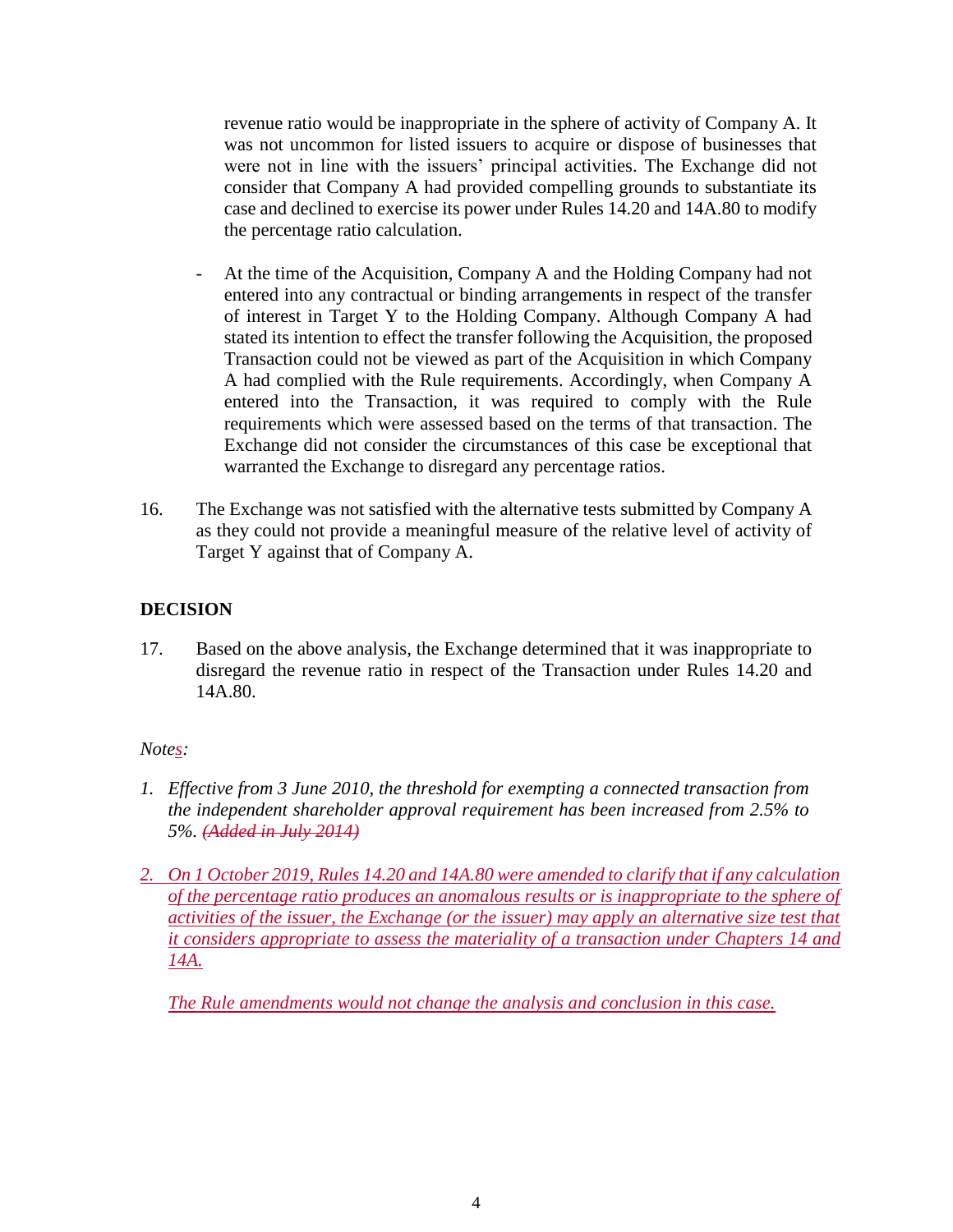revenue ratio would be inappropriate in the sphere of activity of Company A. It was not uncommon for listed issuers to acquire or dispose of businesses that were not in line with the issuers' principal activities. The Exchange did not consider that Company A had provided compelling grounds to substantiate its case and declined to exercise its power under Rules 14.20 and 14A.80 to modify the percentage ratio calculation.

- At the time of the Acquisition, Company A and the Holding Company had not entered into any contractual or binding arrangements in respect of the transfer of interest in Target Y to the Holding Company. Although Company A had stated its intention to effect the transfer following the Acquisition, the proposed Transaction could not be viewed as part of the Acquisition in which Company A had complied with the Rule requirements. Accordingly, when Company A entered into the Transaction, it was required to comply with the Rule requirements which were assessed based on the terms of that transaction. The Exchange did not consider the circumstances of this case be exceptional that warranted the Exchange to disregard any percentage ratios.

16. The Exchange was not satisfied with the alternative tests submitted by Company A as they could not provide a meaningful measure of the relative level of activity of Target Y against that of Company A.

## DECISION

17. Based on the above analysis, the Exchange determined that it was inappropriate to disregard the revenue ratio in respect of the Transaction under Rules 14.20 and 14A.80.

*Notes:*

1. *Effective from 3 June 2010, the threshold for exempting a connected transaction from the independent shareholder approval requirement has been increased from 2.5% to 5%.* ~~*(Added in July 2014)*~~

2. *On 1 October 2019, Rules 14.20 and 14A.80 were amended to clarify that if any calculation of the percentage ratio produces an anomalous results or is inappropriate to the sphere of activities of the issuer, the Exchange (or the issuer) may apply an alternative size test that it considers appropriate to assess the materiality of a transaction under Chapters 14 and 14A.*

   *The Rule amendments would not change the analysis and conclusion in this case.*